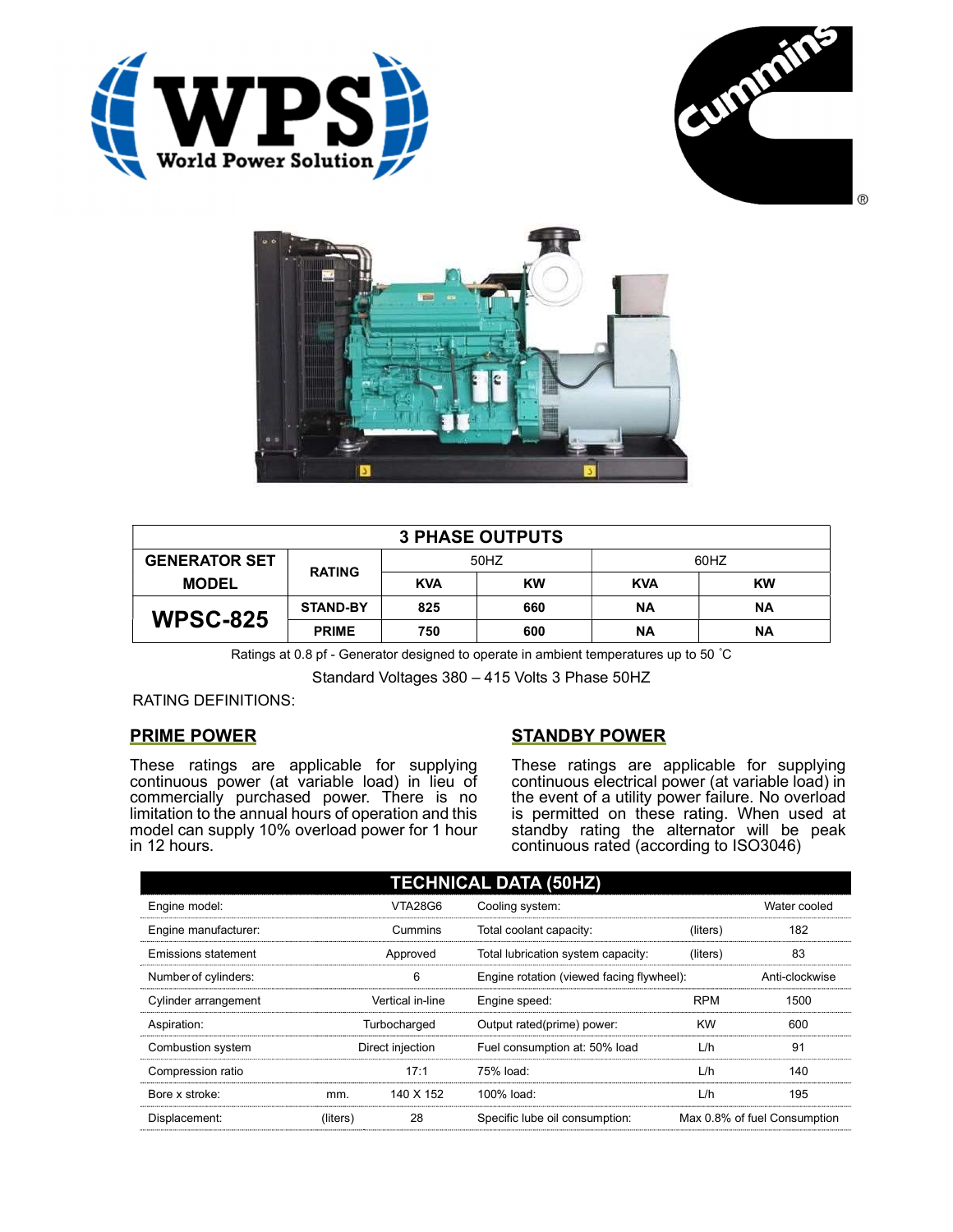| 3 PHASE OUTPUTS | | | | | |
|---|---|---|---|---|---|
| GENERATOR SET MODEL | RATING | 50HZ | | 60HZ | |
| | | KVA | KW | KVA | KW |
| WPSC-825 | STAND-BY | 825 | 660 | NA | NA |
| | PRIME | 750 | 600 | NA | NA |

Ratings at 0.8 pf - Generator designed to operate in ambient temperatures up to 50 ˚C

Standard Voltages 380 – 415 Volts 3 Phase 50HZ

RATING DEFINITIONS:

## PRIME POWER

These ratings are applicable for supplying continuous power (at variable load) in lieu of commercially purchased power. There is no limitation to the annual hours of operation and this model can supply 10% overload power for 1 hour in 12 hours.

## STANDBY POWER

These ratings are applicable for supplying continuous electrical power (at variable load) in the event of a utility power failure. No overload is permitted on these rating. When used at standby rating the alternator will be peak continuous rated (according to ISO3046)

| TECHNICAL DATA (50HZ) | | | | | |
|---|---|---|---|---|---|
| Engine model: | | VTA28G6 | Cooling system: | | Water cooled |
| Engine manufacturer: | | Cummins | Total coolant capacity: | (liters) | 182 |
| Emissions statement | | Approved | Total lubrication system capacity: | (liters) | 83 |
| Number of cylinders: | | 6 | Engine rotation (viewed facing flywheel): | | Anti-clockwise |
| Cylinder arrangement | | Vertical in-line | Engine speed: | RPM | 1500 |
| Aspiration: | | Turbocharged | Output rated(prime) power: | KW | 600 |
| Combustion system | | Direct injection | Fuel consumption at: 50% load | L/h | 91 |
| Compression ratio | | 17:1 | 75% load: | L/h | 140 |
| Bore x stroke: | mm. | 140 X 152 | 100% load: | L/h | 195 |
| Displacement: | (liters) | 28 | Specific lube oil consumption: | | Max 0.8% of fuel Consumption |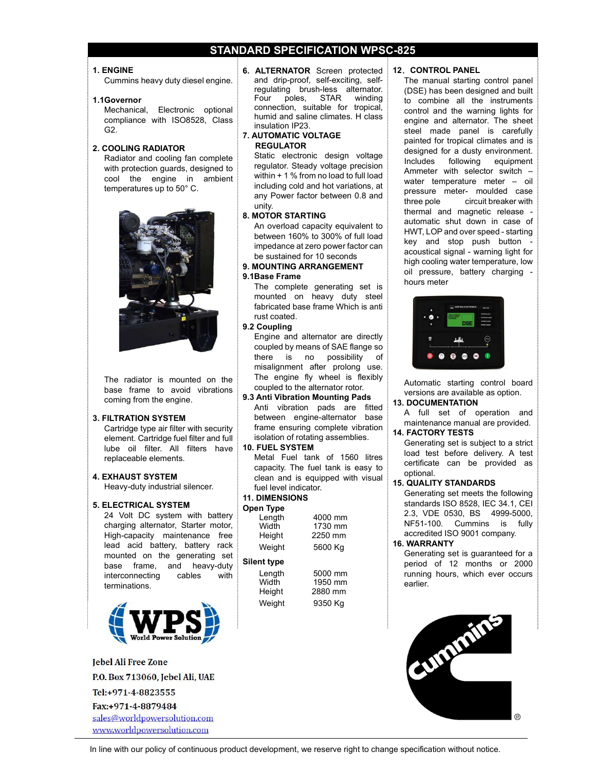# STANDARD SPECIFICATION WPSC-825

## 1. ENGINE

Cummins heavy duty diesel engine.

### 1.1Governor

Mechanical, Electronic optional compliance with ISO8528, Class G2.

## 2. COOLING RADIATOR

Radiator and cooling fan complete with protection guards, designed to cool the engine in ambient temperatures up to 50° C.

The radiator is mounted on the base frame to avoid vibrations coming from the engine.

## 3. FILTRATION SYSTEM

Cartridge type air filter with security element. Cartridge fuel filter and full lube oil filter. All filters have replaceable elements.

## 4. EXHAUST SYSTEM

Heavy-duty industrial silencer.

## 5. ELECTRICAL SYSTEM

24 Volt DC system with battery charging alternator, Starter motor, High-capacity maintenance free lead acid battery, battery rack mounted on the generating set base frame, and heavy-duty interconnecting cables with terminations.

WPS World Power Solution

Jebel Ali Free Zone
P.O. Box 713060, Jebel Ali, UAE
Tel:+971-4-8823555
Fax:+971-4-8879484
sales@worldpowersolution.com
www.worldpowersolution.com

## 6. ALTERNATOR

Screen protected and drip-proof, self-exciting, self-regulating brush-less alternator. Four poles, STAR winding connection, suitable for tropical, humid and saline climates. H class insulation IP23.

## 7. AUTOMATIC VOLTAGE REGULATOR

Static electronic design voltage regulator. Steady voltage precision within + 1 % from no load to full load including cold and hot variations, at any Power factor between 0.8 and unity.

## 8. MOTOR STARTING

An overload capacity equivalent to between 160% to 300% of full load impedance at zero power factor can be sustained for 10 seconds

## 9. MOUNTING ARRANGEMENT

### 9.1Base Frame

The complete generating set is mounted on heavy duty steel fabricated base frame Which is anti rust coated.

### 9.2 Coupling

Engine and alternator are directly coupled by means of SAE flange so there is no possibility of misalignment after prolong use. The engine fly wheel is flexibly coupled to the alternator rotor.

### 9.3 Anti Vibration Mounting Pads

Anti vibration pads are fitted between engine-alternator base frame ensuring complete vibration isolation of rotating assemblies.

## 10. FUEL SYSTEM

Metal Fuel tank of 1560 litres capacity. The fuel tank is easy to clean and is equipped with visual fuel level indicator.

## 11. DIMENSIONS

**Open Type**

| | |
|---|---|
| Length | 4000 mm |
| Width | 1730 mm |
| Height | 2250 mm |
| Weight | 5600 Kg |

**Silent type**

| | |
|---|---|
| Length | 5000 mm |
| Width | 1950 mm |
| Height | 2880 mm |
| Weight | 9350 Kg |

## 12. CONTROL PANEL

The manual starting control panel (DSE) has been designed and built to combine all the instruments control and the warning lights for engine and alternator. The sheet steel made panel is carefully painted for tropical climates and is designed for a dusty environment. Includes following equipment Ammeter with selector switch – water temperature meter – oil pressure meter- moulded case three pole circuit breaker with thermal and magnetic release - automatic shut down in case of HWT, LOP and over speed - starting key and stop push button - acoustical signal - warning light for high cooling water temperature, low oil pressure, battery charging - hours meter

Automatic starting control board versions are available as option.

## 13. DOCUMENTATION

A full set of operation and maintenance manual are provided.

## 14. FACTORY TESTS

Generating set is subject to a strict load test before delivery. A test certificate can be provided as optional.

## 15. QUALITY STANDARDS

Generating set meets the following standards ISO 8528, IEC 34.1, CEI 2.3, VDE 0530, BS 4999-5000, NF51-100. Cummins is fully accredited ISO 9001 company.

## 16. WARRANTY

Generating set is guaranteed for a period of 12 months or 2000 running hours, which ever occurs earlier.

Cummins®

In line with our policy of continuous product development, we reserve right to change specification without notice.